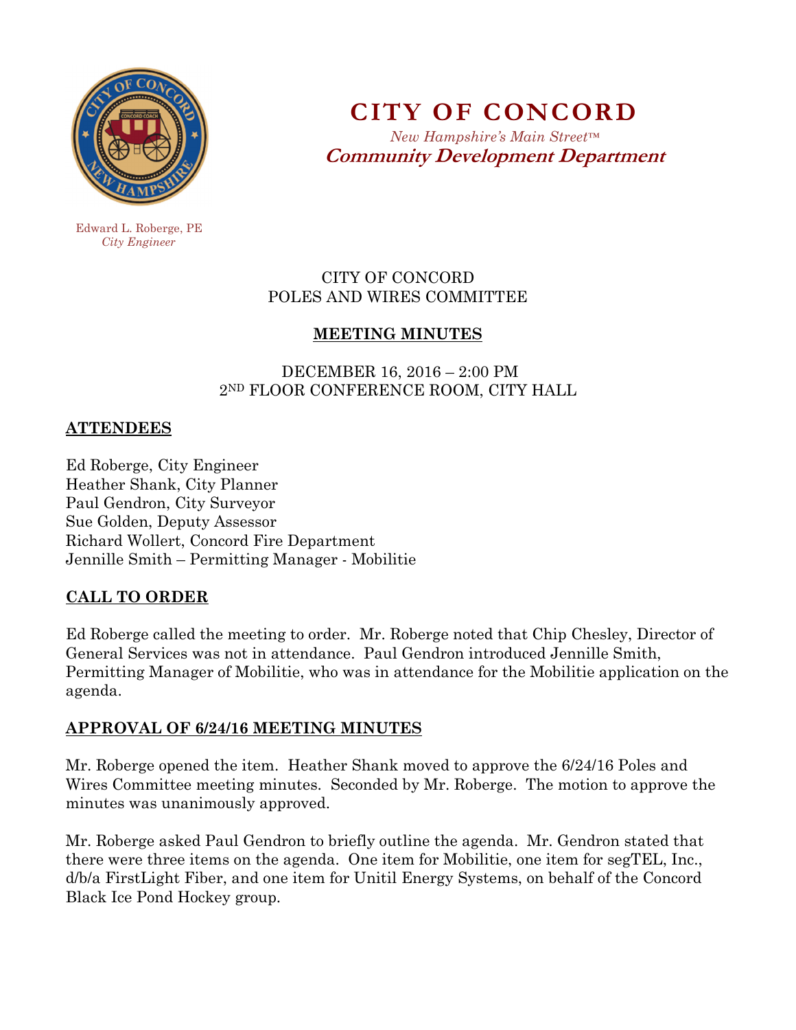# CITY OF CONCORD

*New Hampshire's Main Street™*

**Community Development Department**

Edward L. Roberge, PE
*City Engineer*

CITY OF CONCORD
POLES AND WIRES COMMITTEE

## MEETING MINUTES

DECEMBER 16, 2016 – 2:00 PM
2ND FLOOR CONFERENCE ROOM, CITY HALL

## ATTENDEES

Ed Roberge, City Engineer
Heather Shank, City Planner
Paul Gendron, City Surveyor
Sue Golden, Deputy Assessor
Richard Wollert, Concord Fire Department
Jennille Smith – Permitting Manager - Mobilitie

## CALL TO ORDER

Ed Roberge called the meeting to order. Mr. Roberge noted that Chip Chesley, Director of General Services was not in attendance. Paul Gendron introduced Jennille Smith, Permitting Manager of Mobilitie, who was in attendance for the Mobilitie application on the agenda.

## APPROVAL OF 6/24/16 MEETING MINUTES

Mr. Roberge opened the item. Heather Shank moved to approve the 6/24/16 Poles and Wires Committee meeting minutes. Seconded by Mr. Roberge. The motion to approve the minutes was unanimously approved.

Mr. Roberge asked Paul Gendron to briefly outline the agenda. Mr. Gendron stated that there were three items on the agenda. One item for Mobilitie, one item for segTEL, Inc., d/b/a FirstLight Fiber, and one item for Unitil Energy Systems, on behalf of the Concord Black Ice Pond Hockey group.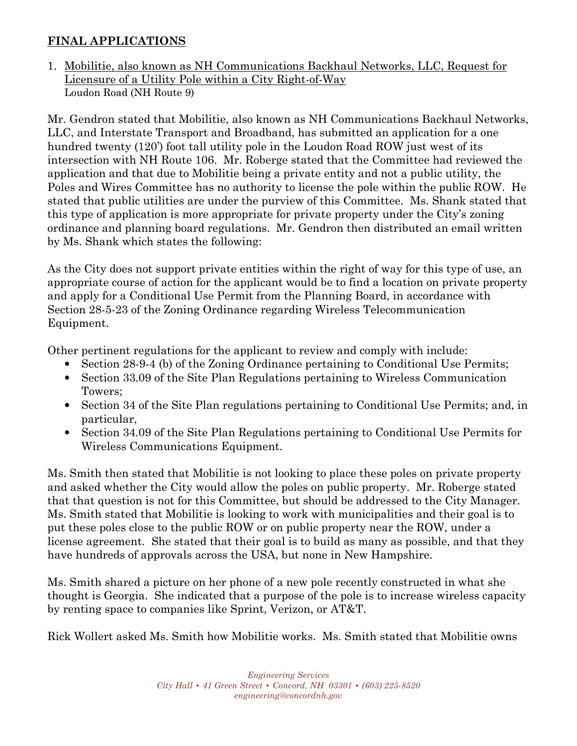## FINAL APPLICATIONS

1. Mobilitie, also known as NH Communications Backhaul Networks, LLC, Request for Licensure of a Utility Pole within a City Right-of-Way
   Loudon Road (NH Route 9)

Mr. Gendron stated that Mobilitie, also known as NH Communications Backhaul Networks, LLC, and Interstate Transport and Broadband, has submitted an application for a one hundred twenty (120') foot tall utility pole in the Loudon Road ROW just west of its intersection with NH Route 106. Mr. Roberge stated that the Committee had reviewed the application and that due to Mobilitie being a private entity and not a public utility, the Poles and Wires Committee has no authority to license the pole within the public ROW. He stated that public utilities are under the purview of this Committee. Ms. Shank stated that this type of application is more appropriate for private property under the City's zoning ordinance and planning board regulations. Mr. Gendron then distributed an email written by Ms. Shank which states the following:

As the City does not support private entities within the right of way for this type of use, an appropriate course of action for the applicant would be to find a location on private property and apply for a Conditional Use Permit from the Planning Board, in accordance with Section 28-5-23 of the Zoning Ordinance regarding Wireless Telecommunication Equipment.

Other pertinent regulations for the applicant to review and comply with include:

- Section 28-9-4 (b) of the Zoning Ordinance pertaining to Conditional Use Permits;
- Section 33.09 of the Site Plan Regulations pertaining to Wireless Communication Towers;
- Section 34 of the Site Plan regulations pertaining to Conditional Use Permits; and, in particular,
- Section 34.09 of the Site Plan Regulations pertaining to Conditional Use Permits for Wireless Communications Equipment.

Ms. Smith then stated that Mobilitie is not looking to place these poles on private property and asked whether the City would allow the poles on public property. Mr. Roberge stated that that question is not for this Committee, but should be addressed to the City Manager. Ms. Smith stated that Mobilitie is looking to work with municipalities and their goal is to put these poles close to the public ROW or on public property near the ROW, under a license agreement. She stated that their goal is to build as many as possible, and that they have hundreds of approvals across the USA, but none in New Hampshire.

Ms. Smith shared a picture on her phone of a new pole recently constructed in what she thought is Georgia. She indicated that a purpose of the pole is to increase wireless capacity by renting space to companies like Sprint, Verizon, or AT&T.

Rick Wollert asked Ms. Smith how Mobilitie works. Ms. Smith stated that Mobilitie owns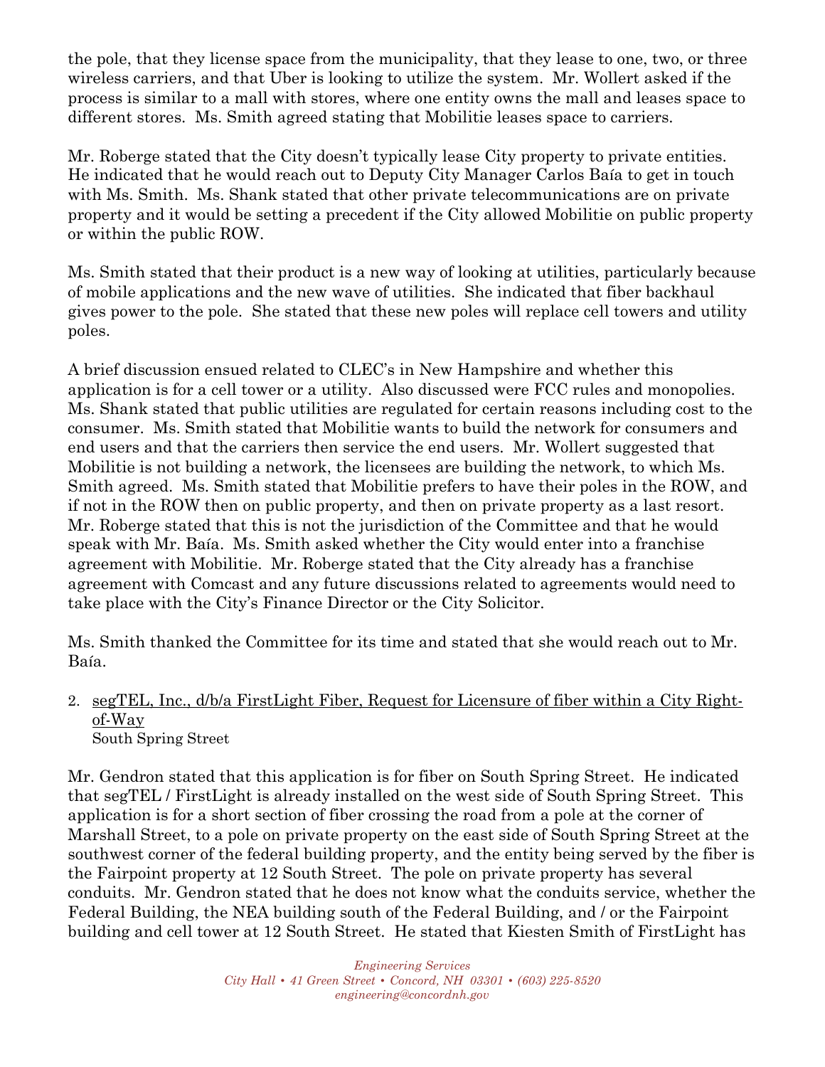the pole, that they license space from the municipality, that they lease to one, two, or three wireless carriers, and that Uber is looking to utilize the system. Mr. Wollert asked if the process is similar to a mall with stores, where one entity owns the mall and leases space to different stores. Ms. Smith agreed stating that Mobilitie leases space to carriers.

Mr. Roberge stated that the City doesn't typically lease City property to private entities. He indicated that he would reach out to Deputy City Manager Carlos Baía to get in touch with Ms. Smith. Ms. Shank stated that other private telecommunications are on private property and it would be setting a precedent if the City allowed Mobilitie on public property or within the public ROW.

Ms. Smith stated that their product is a new way of looking at utilities, particularly because of mobile applications and the new wave of utilities. She indicated that fiber backhaul gives power to the pole. She stated that these new poles will replace cell towers and utility poles.

A brief discussion ensued related to CLEC's in New Hampshire and whether this application is for a cell tower or a utility. Also discussed were FCC rules and monopolies. Ms. Shank stated that public utilities are regulated for certain reasons including cost to the consumer. Ms. Smith stated that Mobilitie wants to build the network for consumers and end users and that the carriers then service the end users. Mr. Wollert suggested that Mobilitie is not building a network, the licensees are building the network, to which Ms. Smith agreed. Ms. Smith stated that Mobilitie prefers to have their poles in the ROW, and if not in the ROW then on public property, and then on private property as a last resort. Mr. Roberge stated that this is not the jurisdiction of the Committee and that he would speak with Mr. Baía. Ms. Smith asked whether the City would enter into a franchise agreement with Mobilitie. Mr. Roberge stated that the City already has a franchise agreement with Comcast and any future discussions related to agreements would need to take place with the City's Finance Director or the City Solicitor.

Ms. Smith thanked the Committee for its time and stated that she would reach out to Mr. Baía.

2. <u>segTEL, Inc., d/b/a FirstLight Fiber, Request for Licensure of fiber within a City Right-of-Way</u>
   South Spring Street

Mr. Gendron stated that this application is for fiber on South Spring Street. He indicated that segTEL / FirstLight is already installed on the west side of South Spring Street. This application is for a short section of fiber crossing the road from a pole at the corner of Marshall Street, to a pole on private property on the east side of South Spring Street at the southwest corner of the federal building property, and the entity being served by the fiber is the Fairpoint property at 12 South Street. The pole on private property has several conduits. Mr. Gendron stated that he does not know what the conduits service, whether the Federal Building, the NEA building south of the Federal Building, and / or the Fairpoint building and cell tower at 12 South Street. He stated that Kiesten Smith of FirstLight has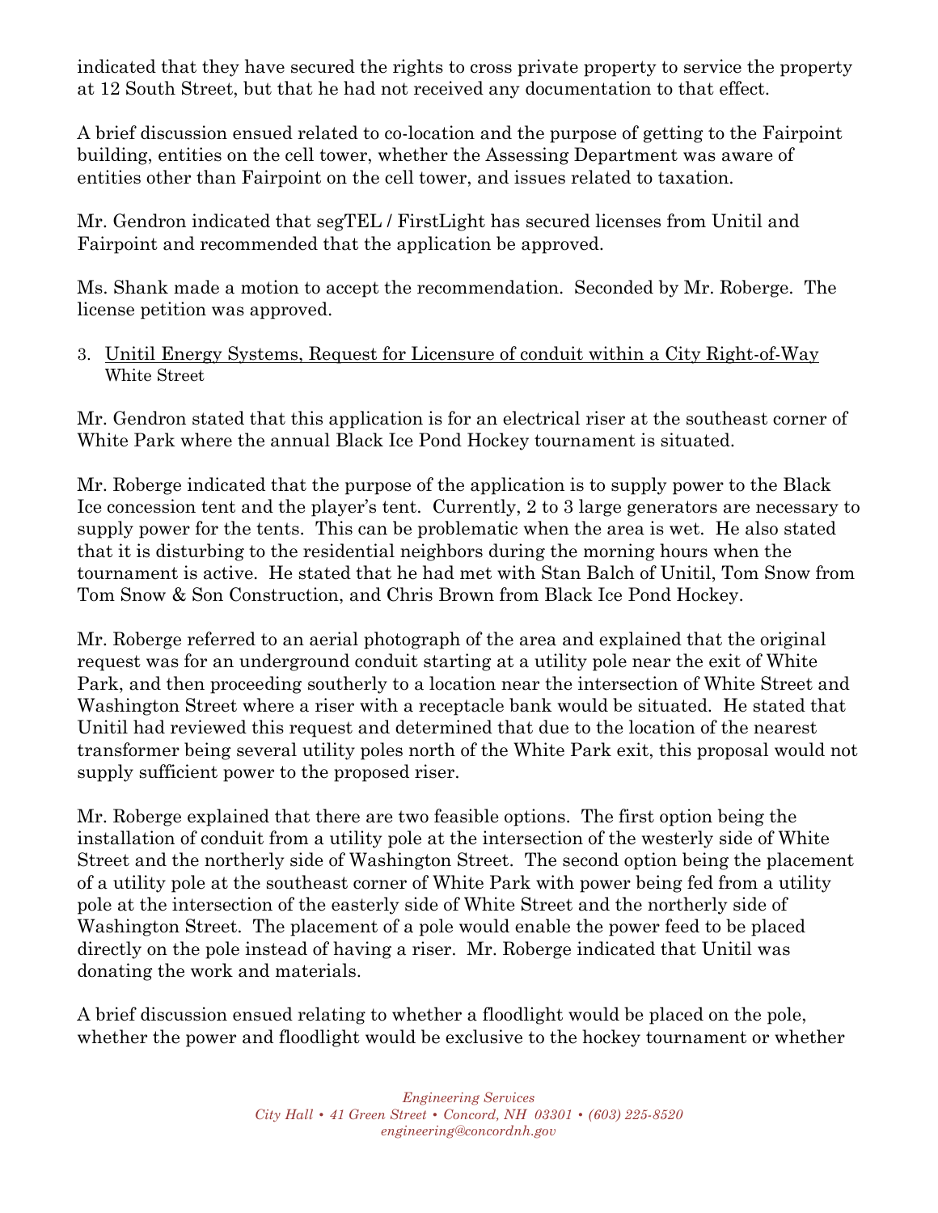indicated that they have secured the rights to cross private property to service the property at 12 South Street, but that he had not received any documentation to that effect.

A brief discussion ensued related to co-location and the purpose of getting to the Fairpoint building, entities on the cell tower, whether the Assessing Department was aware of entities other than Fairpoint on the cell tower, and issues related to taxation.

Mr. Gendron indicated that segTEL / FirstLight has secured licenses from Unitil and Fairpoint and recommended that the application be approved.

Ms. Shank made a motion to accept the recommendation. Seconded by Mr. Roberge. The license petition was approved.

3. Unitil Energy Systems, Request for Licensure of conduit within a City Right-of-Way
   White Street

Mr. Gendron stated that this application is for an electrical riser at the southeast corner of White Park where the annual Black Ice Pond Hockey tournament is situated.

Mr. Roberge indicated that the purpose of the application is to supply power to the Black Ice concession tent and the player's tent. Currently, 2 to 3 large generators are necessary to supply power for the tents. This can be problematic when the area is wet. He also stated that it is disturbing to the residential neighbors during the morning hours when the tournament is active. He stated that he had met with Stan Balch of Unitil, Tom Snow from Tom Snow & Son Construction, and Chris Brown from Black Ice Pond Hockey.

Mr. Roberge referred to an aerial photograph of the area and explained that the original request was for an underground conduit starting at a utility pole near the exit of White Park, and then proceeding southerly to a location near the intersection of White Street and Washington Street where a riser with a receptacle bank would be situated. He stated that Unitil had reviewed this request and determined that due to the location of the nearest transformer being several utility poles north of the White Park exit, this proposal would not supply sufficient power to the proposed riser.

Mr. Roberge explained that there are two feasible options. The first option being the installation of conduit from a utility pole at the intersection of the westerly side of White Street and the northerly side of Washington Street. The second option being the placement of a utility pole at the southeast corner of White Park with power being fed from a utility pole at the intersection of the easterly side of White Street and the northerly side of Washington Street. The placement of a pole would enable the power feed to be placed directly on the pole instead of having a riser. Mr. Roberge indicated that Unitil was donating the work and materials.

A brief discussion ensued relating to whether a floodlight would be placed on the pole, whether the power and floodlight would be exclusive to the hockey tournament or whether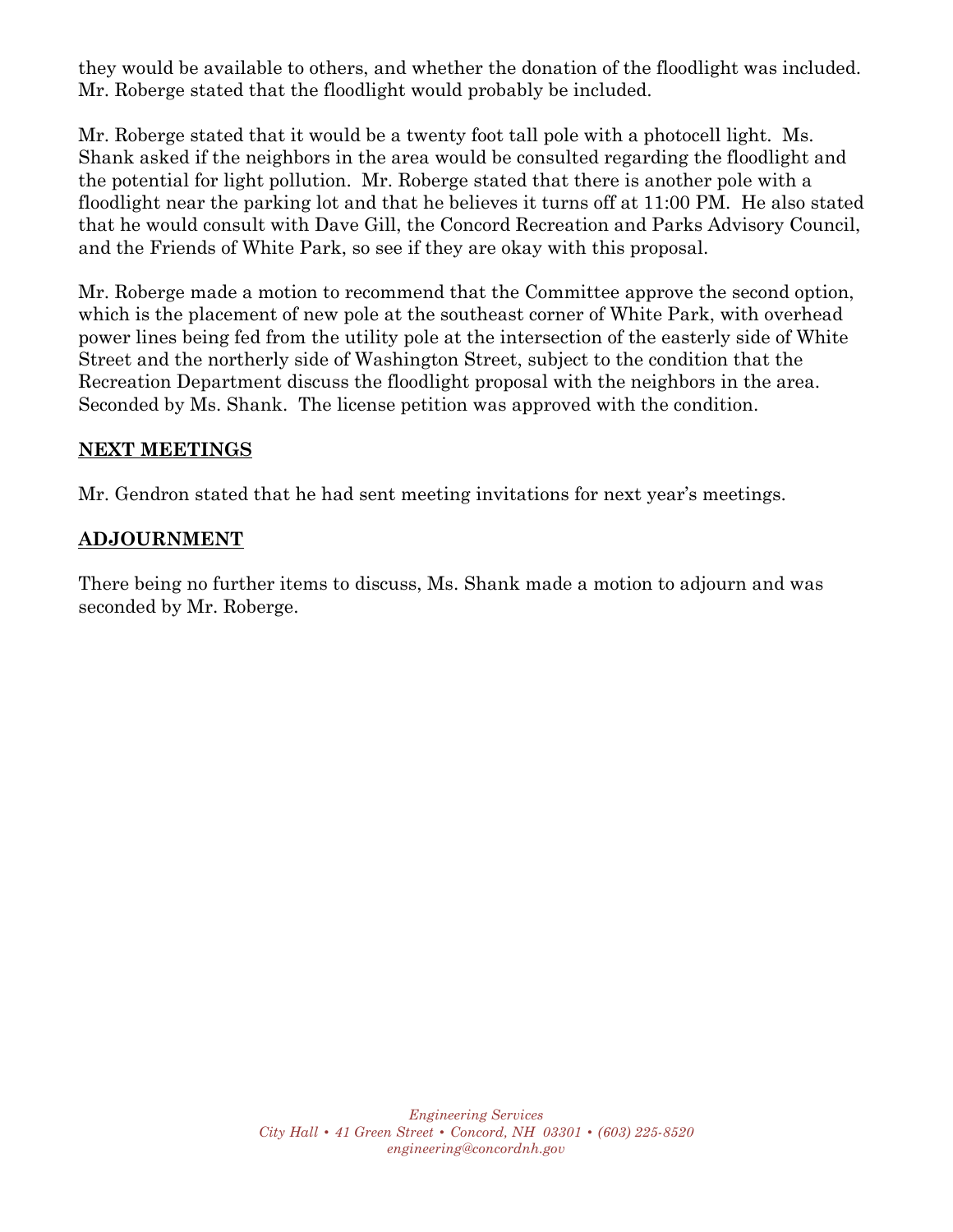they would be available to others, and whether the donation of the floodlight was included. Mr. Roberge stated that the floodlight would probably be included.

Mr. Roberge stated that it would be a twenty foot tall pole with a photocell light. Ms. Shank asked if the neighbors in the area would be consulted regarding the floodlight and the potential for light pollution. Mr. Roberge stated that there is another pole with a floodlight near the parking lot and that he believes it turns off at 11:00 PM. He also stated that he would consult with Dave Gill, the Concord Recreation and Parks Advisory Council, and the Friends of White Park, so see if they are okay with this proposal.

Mr. Roberge made a motion to recommend that the Committee approve the second option, which is the placement of new pole at the southeast corner of White Park, with overhead power lines being fed from the utility pole at the intersection of the easterly side of White Street and the northerly side of Washington Street, subject to the condition that the Recreation Department discuss the floodlight proposal with the neighbors in the area. Seconded by Ms. Shank. The license petition was approved with the condition.

## NEXT MEETINGS

Mr. Gendron stated that he had sent meeting invitations for next year's meetings.

## ADJOURNMENT

There being no further items to discuss, Ms. Shank made a motion to adjourn and was seconded by Mr. Roberge.